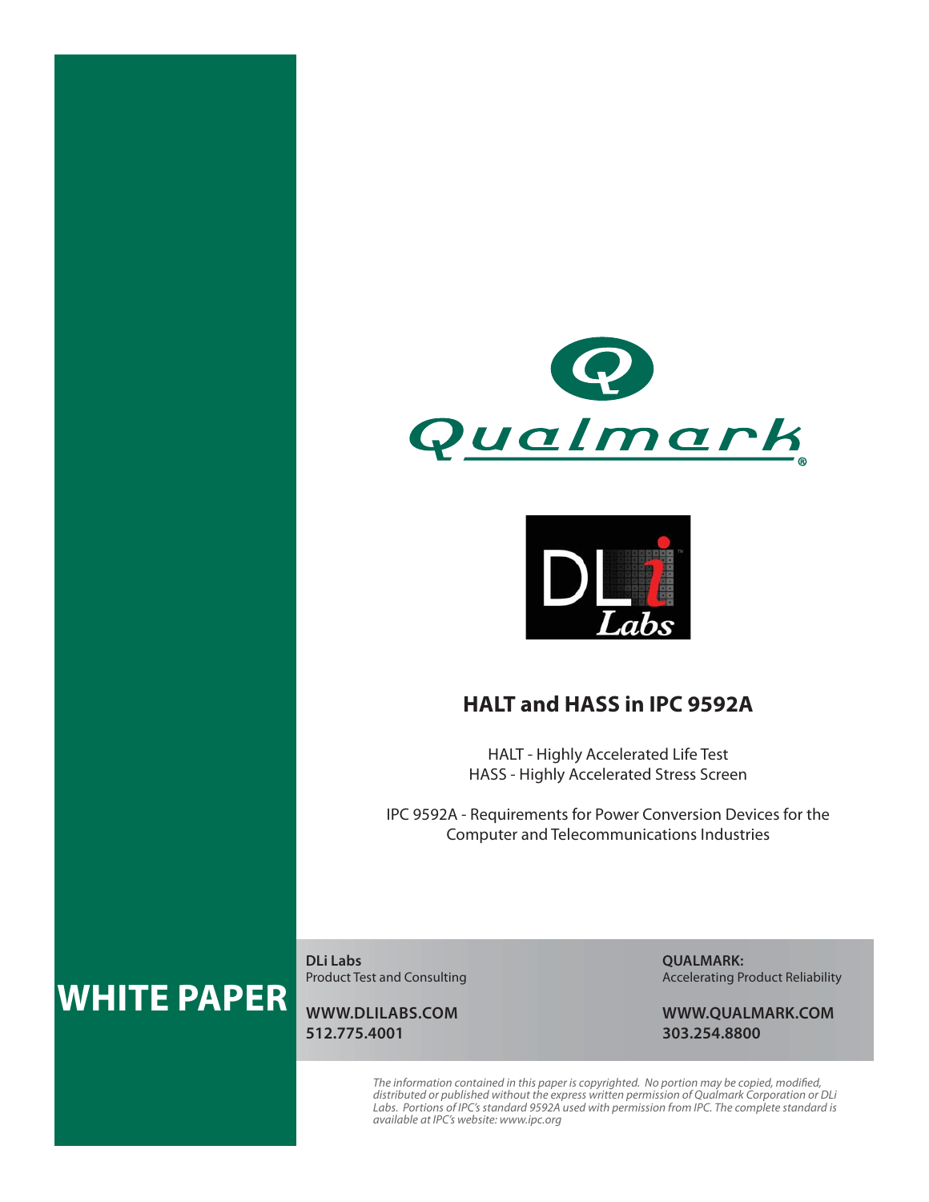Qualmark®

DLi Labs

# HALT and HASS in IPC 9592A

HALT - Highly Accelerated Life Test
HASS - Highly Accelerated Stress Screen

IPC 9592A - Requirements for Power Conversion Devices for the Computer and Telecommunications Industries

**WHITE PAPER**

**DLi Labs**
Product Test and Consulting

**WWW.DLILABS.COM**
**512.775.4001**

**QUALMARK:**
Accelerating Product Reliability

**WWW.QUALMARK.COM**
**303.254.8800**

*The information contained in this paper is copyrighted. No portion may be copied, modified, distributed or published without the express written permission of Qualmark Corporation or DLi Labs. Portions of IPC's standard 9592A used with permission from IPC. The complete standard is available at IPC's website: www.ipc.org*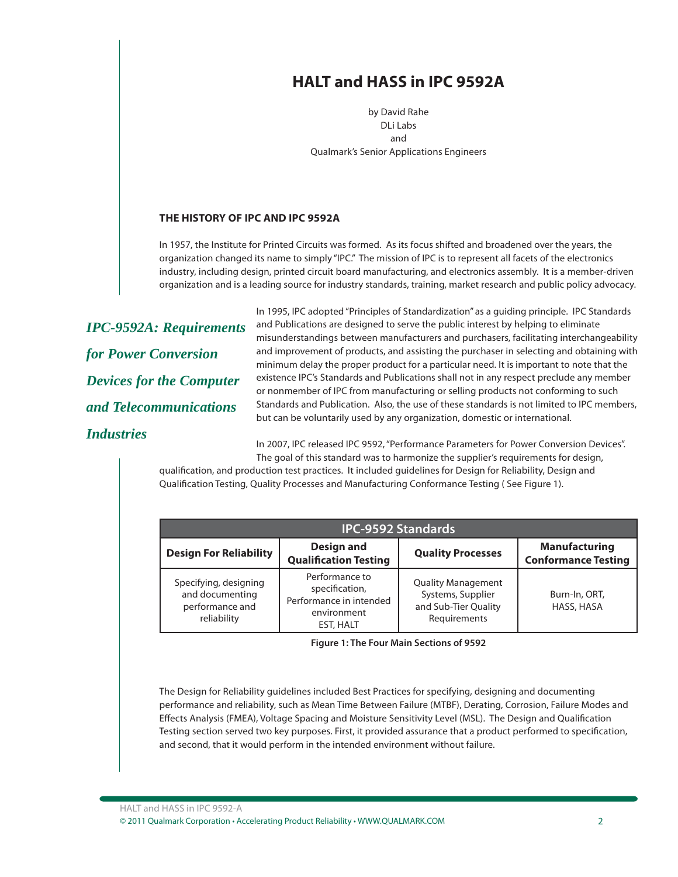# HALT and HASS in IPC 9592A

by David Rahe
DLi Labs
and
Qualmark's Senior Applications Engineers

## THE HISTORY OF IPC AND IPC 9592A

In 1957, the Institute for Printed Circuits was formed. As its focus shifted and broadened over the years, the organization changed its name to simply "IPC." The mission of IPC is to represent all facets of the electronics industry, including design, printed circuit board manufacturing, and electronics assembly. It is a member-driven organization and is a leading source for industry standards, training, market research and public policy advocacy.

*IPC-9592A: Requirements for Power Conversion Devices for the Computer and Telecommunications Industries*

In 1995, IPC adopted "Principles of Standardization" as a guiding principle. IPC Standards and Publications are designed to serve the public interest by helping to eliminate misunderstandings between manufacturers and purchasers, facilitating interchangeability and improvement of products, and assisting the purchaser in selecting and obtaining with minimum delay the proper product for a particular need. It is important to note that the existence IPC's Standards and Publications shall not in any respect preclude any member or nonmember of IPC from manufacturing or selling products not conforming to such Standards and Publication. Also, the use of these standards is not limited to IPC members, but can be voluntarily used by any organization, domestic or international.

In 2007, IPC released IPC 9592, "Performance Parameters for Power Conversion Devices". The goal of this standard was to harmonize the supplier's requirements for design, qualification, and production test practices. It included guidelines for Design for Reliability, Design and Qualification Testing, Quality Processes and Manufacturing Conformance Testing ( See Figure 1).

| IPC-9592 Standards | | | |
|---|---|---|---|
| **Design For Reliability** | **Design and Qualification Testing** | **Quality Processes** | **Manufacturing Conformance Testing** |
| Specifying, designing and documenting performance and reliability | Performance to specification, Performance in intended environment EST, HALT | Quality Management Systems, Supplier and Sub-Tier Quality Requirements | Burn-In, ORT, HASS, HASA |

**Figure 1: The Four Main Sections of 9592**

The Design for Reliability guidelines included Best Practices for specifying, designing and documenting performance and reliability, such as Mean Time Between Failure (MTBF), Derating, Corrosion, Failure Modes and Effects Analysis (FMEA), Voltage Spacing and Moisture Sensitivity Level (MSL). The Design and Qualification Testing section served two key purposes. First, it provided assurance that a product performed to specification, and second, that it would perform in the intended environment without failure.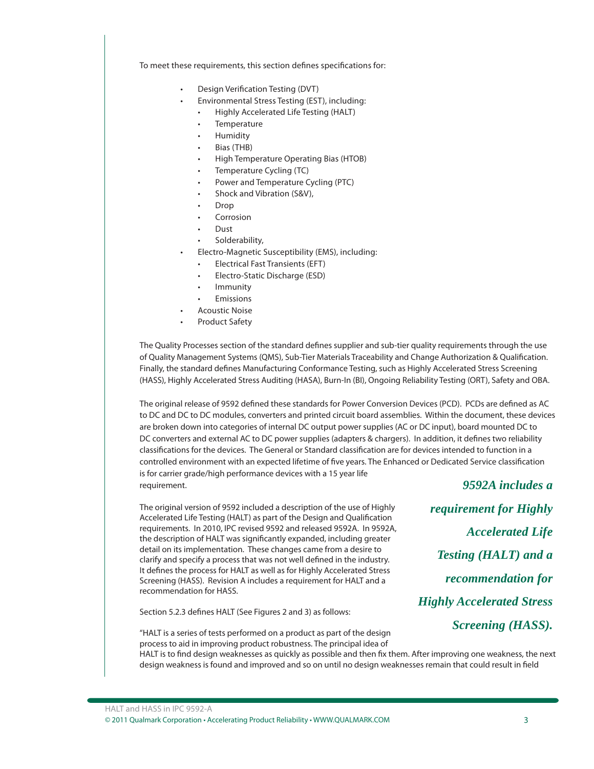To meet these requirements, this section defines specifications for:

- Design Verification Testing (DVT)
- Environmental Stress Testing (EST), including:
    - Highly Accelerated Life Testing (HALT)
    - Temperature
    - Humidity
    - Bias (THB)
    - High Temperature Operating Bias (HTOB)
    - Temperature Cycling (TC)
    - Power and Temperature Cycling (PTC)
    - Shock and Vibration (S&V),
    - Drop
    - Corrosion
    - Dust
    - Solderability,
- Electro-Magnetic Susceptibility (EMS), including:
    - Electrical Fast Transients (EFT)
    - Electro-Static Discharge (ESD)
    - Immunity
    - Emissions
- Acoustic Noise
- Product Safety

The Quality Processes section of the standard defines supplier and sub-tier quality requirements through the use of Quality Management Systems (QMS), Sub-Tier Materials Traceability and Change Authorization & Qualification. Finally, the standard defines Manufacturing Conformance Testing, such as Highly Accelerated Stress Screening (HASS), Highly Accelerated Stress Auditing (HASA), Burn-In (BI), Ongoing Reliability Testing (ORT), Safety and OBA.

The original release of 9592 defined these standards for Power Conversion Devices (PCD). PCDs are defined as AC to DC and DC to DC modules, converters and printed circuit board assemblies. Within the document, these devices are broken down into categories of internal DC output power supplies (AC or DC input), board mounted DC to DC converters and external AC to DC power supplies (adapters & chargers). In addition, it defines two reliability classifications for the devices. The General or Standard classification are for devices intended to function in a controlled environment with an expected lifetime of five years. The Enhanced or Dedicated Service classification is for carrier grade/high performance devices with a 15 year life requirement.

The original version of 9592 included a description of the use of Highly Accelerated Life Testing (HALT) as part of the Design and Qualification requirements. In 2010, IPC revised 9592 and released 9592A. In 9592A, the description of HALT was significantly expanded, including greater detail on its implementation. These changes came from a desire to clarify and specify a process that was not well defined in the industry. It defines the process for HALT as well as for Highly Accelerated Stress Screening (HASS). Revision A includes a requirement for HALT and a recommendation for HASS.

***9592A includes a requirement for Highly Accelerated Life Testing (HALT) and a recommendation for Highly Accelerated Stress Screening (HASS).***

Section 5.2.3 defines HALT (See Figures 2 and 3) as follows:

"HALT is a series of tests performed on a product as part of the design process to aid in improving product robustness. The principal idea of HALT is to find design weaknesses as quickly as possible and then fix them. After improving one weakness, the next design weakness is found and improved and so on until no design weaknesses remain that could result in field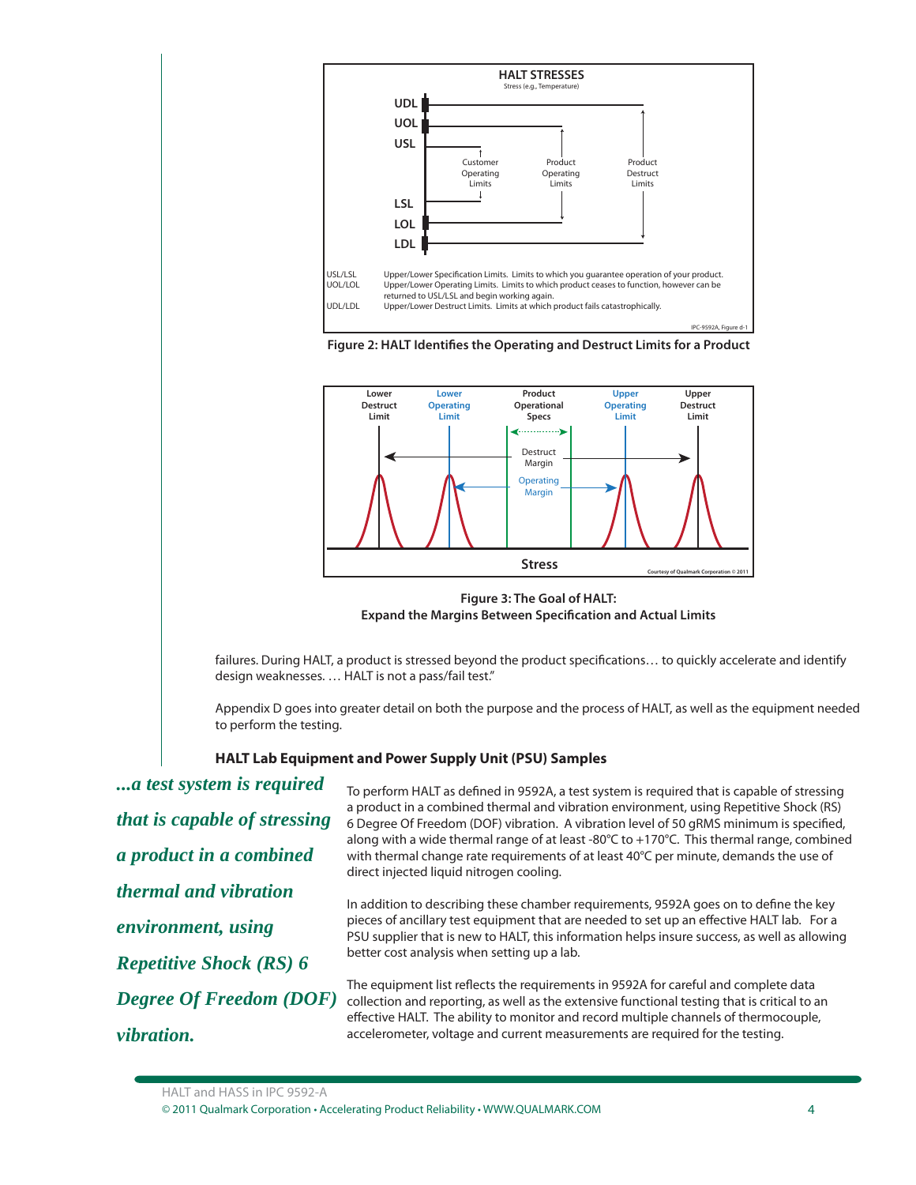**HALT STRESSES**

Stress (e.g., Temperature)

UDL, UOL, USL — Customer Operating Limits — Product Operating Limits — Product Destruct Limits — LSL, LOL, LDL

USL/LSL Upper/Lower Specification Limits. Limits to which you guarantee operation of your product.
UOL/LOL Upper/Lower Operating Limits. Limits to which product ceases to function, however can be returned to USL/LSL and begin working again.
UDL/LDL Upper/Lower Destruct Limits. Limits at which product fails catastrophically.

IPC-9592A, Figure d-1

**Figure 2: HALT Identifies the Operating and Destruct Limits for a Product**

Lower Destruct Limit — Lower Operating Limit — Product Operational Specs — Upper Operating Limit — Upper Destruct Limit

Destruct Margin

Operating Margin

Stress

Courtesy of Qualmark Corporation © 2011

**Figure 3: The Goal of HALT:**
**Expand the Margins Between Specification and Actual Limits**

failures. During HALT, a product is stressed beyond the product specifications… to quickly accelerate and identify design weaknesses. … HALT is not a pass/fail test."

Appendix D goes into greater detail on both the purpose and the process of HALT, as well as the equipment needed to perform the testing.

### HALT Lab Equipment and Power Supply Unit (PSU) Samples

*...a test system is required that is capable of stressing a product in a combined thermal and vibration environment, using Repetitive Shock (RS) 6 Degree Of Freedom (DOF) vibration.*

To perform HALT as defined in 9592A, a test system is required that is capable of stressing a product in a combined thermal and vibration environment, using Repetitive Shock (RS) 6 Degree Of Freedom (DOF) vibration. A vibration level of 50 gRMS minimum is specified, along with a wide thermal range of at least -80°C to +170°C. This thermal range, combined with thermal change rate requirements of at least 40°C per minute, demands the use of direct injected liquid nitrogen cooling.

In addition to describing these chamber requirements, 9592A goes on to define the key pieces of ancillary test equipment that are needed to set up an effective HALT lab. For a PSU supplier that is new to HALT, this information helps insure success, as well as allowing better cost analysis when setting up a lab.

The equipment list reflects the requirements in 9592A for careful and complete data collection and reporting, as well as the extensive functional testing that is critical to an effective HALT. The ability to monitor and record multiple channels of thermocouple, accelerometer, voltage and current measurements are required for the testing.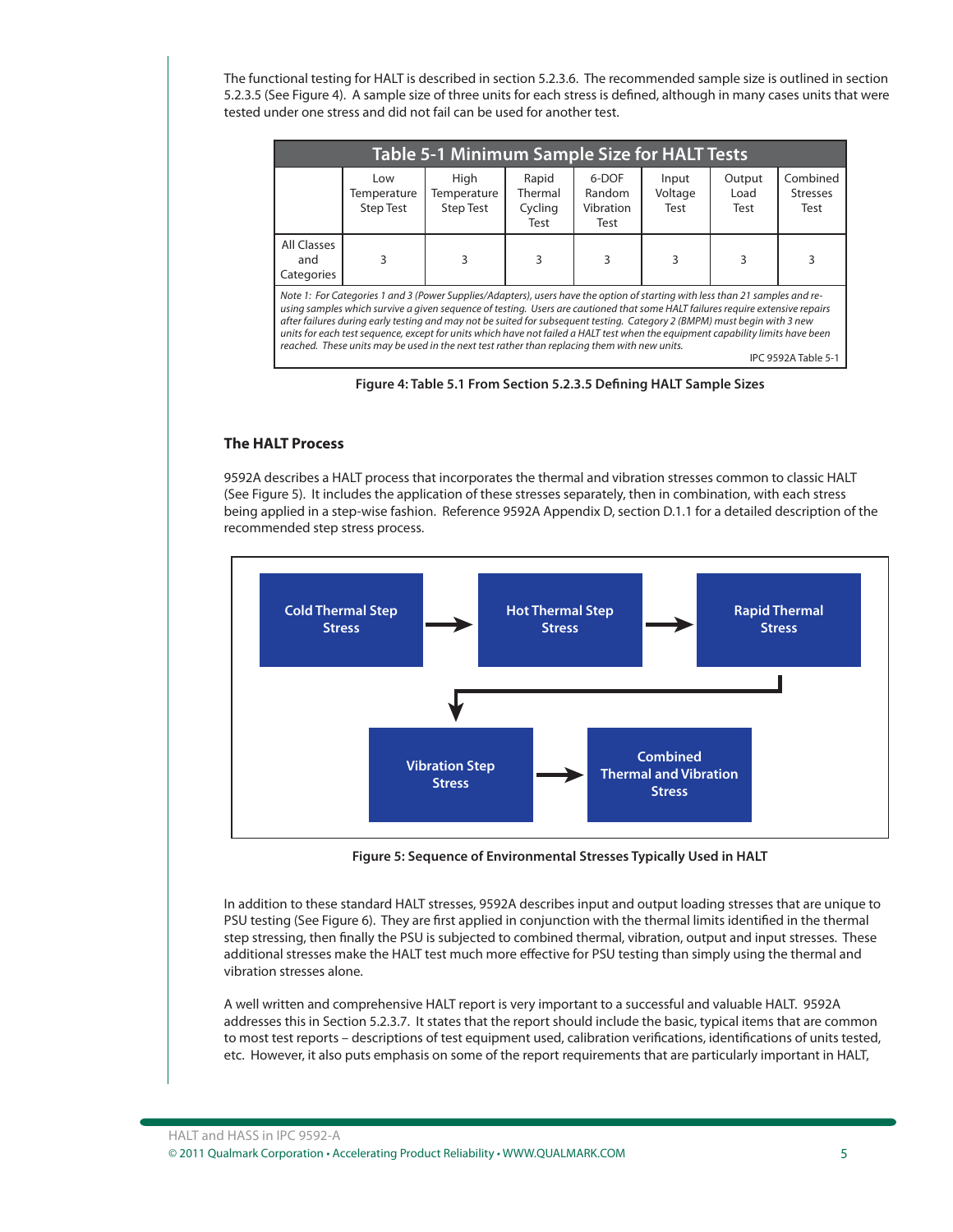The functional testing for HALT is described in section 5.2.3.6. The recommended sample size is outlined in section 5.2.3.5 (See Figure 4). A sample size of three units for each stress is defined, although in many cases units that were tested under one stress and did not fail can be used for another test.

**Table 5-1 Minimum Sample Size for HALT Tests**

| | Low Temperature Step Test | High Temperature Step Test | Rapid Thermal Cycling Test | 6-DOF Random Vibration Test | Input Voltage Test | Output Load Test | Combined Stresses Test |
|---|---|---|---|---|---|---|---|
| All Classes and Categories | 3 | 3 | 3 | 3 | 3 | 3 | 3 |

*Note 1: For Categories 1 and 3 (Power Supplies/Adapters), users have the option of starting with less than 21 samples and re-using samples which survive a given sequence of testing. Users are cautioned that some HALT failures require extensive repairs after failures during early testing and may not be suited for subsequent testing. Category 2 (BMPM) must begin with 3 new units for each test sequence, except for units which have not failed a HALT test when the equipment capability limits have been reached. These units may be used in the next test rather than replacing them with new units.*

IPC 9592A Table 5-1

**Figure 4: Table 5.1 From Section 5.2.3.5 Defining HALT Sample Sizes**

### The HALT Process

9592A describes a HALT process that incorporates the thermal and vibration stresses common to classic HALT (See Figure 5). It includes the application of these stresses separately, then in combination, with each stress being applied in a step-wise fashion. Reference 9592A Appendix D, section D.1.1 for a detailed description of the recommended step stress process.

Cold Thermal Step Stress → Hot Thermal Step Stress → Rapid Thermal Stress → Vibration Step Stress → Combined Thermal and Vibration Stress

**Figure 5: Sequence of Environmental Stresses Typically Used in HALT**

In addition to these standard HALT stresses, 9592A describes input and output loading stresses that are unique to PSU testing (See Figure 6). They are first applied in conjunction with the thermal limits identified in the thermal step stressing, then finally the PSU is subjected to combined thermal, vibration, output and input stresses. These additional stresses make the HALT test much more effective for PSU testing than simply using the thermal and vibration stresses alone.

A well written and comprehensive HALT report is very important to a successful and valuable HALT. 9592A addresses this in Section 5.2.3.7. It states that the report should include the basic, typical items that are common to most test reports – descriptions of test equipment used, calibration verifications, identifications of units tested, etc. However, it also puts emphasis on some of the report requirements that are particularly important in HALT,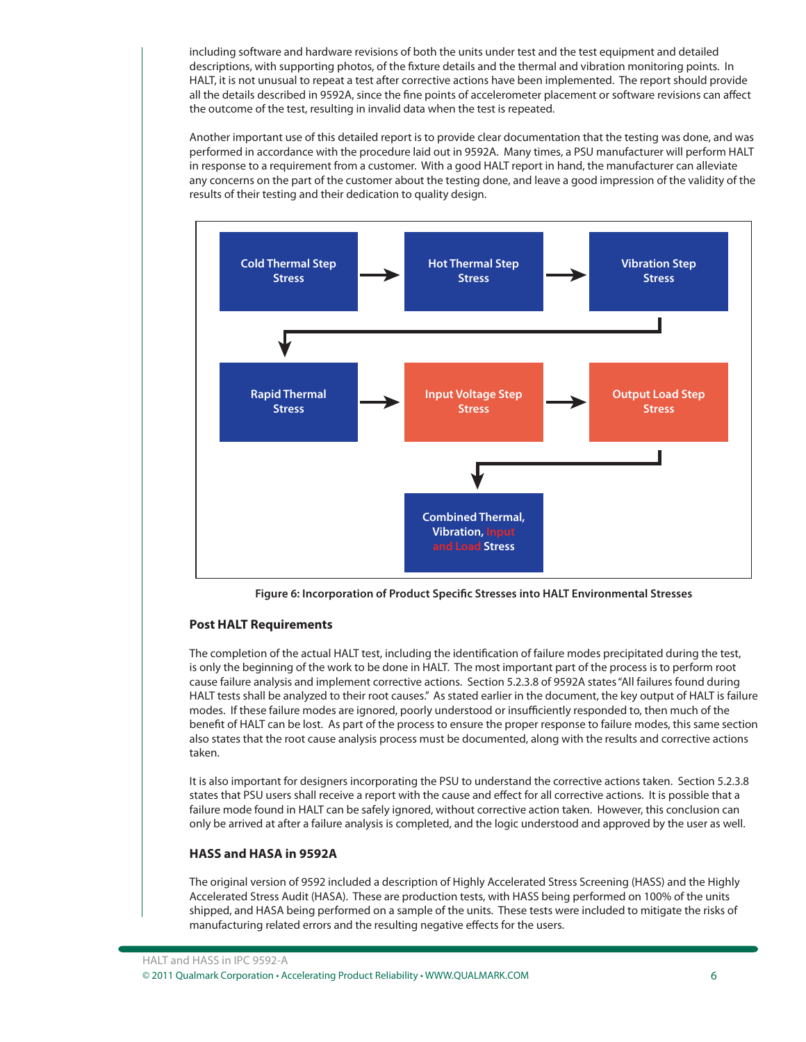including software and hardware revisions of both the units under test and the test equipment and detailed descriptions, with supporting photos, of the fixture details and the thermal and vibration monitoring points. In HALT, it is not unusual to repeat a test after corrective actions have been implemented. The report should provide all the details described in 9592A, since the fine points of accelerometer placement or software revisions can affect the outcome of the test, resulting in invalid data when the test is repeated.

Another important use of this detailed report is to provide clear documentation that the testing was done, and was performed in accordance with the procedure laid out in 9592A. Many times, a PSU manufacturer will perform HALT in response to a requirement from a customer. With a good HALT report in hand, the manufacturer can alleviate any concerns on the part of the customer about the testing done, and leave a good impression of the validity of the results of their testing and their dedication to quality design.

Cold Thermal Step Stress → Hot Thermal Step Stress → Vibration Step Stress → Rapid Thermal Stress → Input Voltage Step Stress → Output Load Step Stress → Combined Thermal, Vibration, Input and Load Stress

**Figure 6: Incorporation of Product Specific Stresses into HALT Environmental Stresses**

### Post HALT Requirements

The completion of the actual HALT test, including the identification of failure modes precipitated during the test, is only the beginning of the work to be done in HALT. The most important part of the process is to perform root cause failure analysis and implement corrective actions. Section 5.2.3.8 of 9592A states "All failures found during HALT tests shall be analyzed to their root causes." As stated earlier in the document, the key output of HALT is failure modes. If these failure modes are ignored, poorly understood or insufficiently responded to, then much of the benefit of HALT can be lost. As part of the process to ensure the proper response to failure modes, this same section also states that the root cause analysis process must be documented, along with the results and corrective actions taken.

It is also important for designers incorporating the PSU to understand the corrective actions taken. Section 5.2.3.8 states that PSU users shall receive a report with the cause and effect for all corrective actions. It is possible that a failure mode found in HALT can be safely ignored, without corrective action taken. However, this conclusion can only be arrived at after a failure analysis is completed, and the logic understood and approved by the user as well.

### HASS and HASA in 9592A

The original version of 9592 included a description of Highly Accelerated Stress Screening (HASS) and the Highly Accelerated Stress Audit (HASA). These are production tests, with HASS being performed on 100% of the units shipped, and HASA being performed on a sample of the units. These tests were included to mitigate the risks of manufacturing related errors and the resulting negative effects for the users.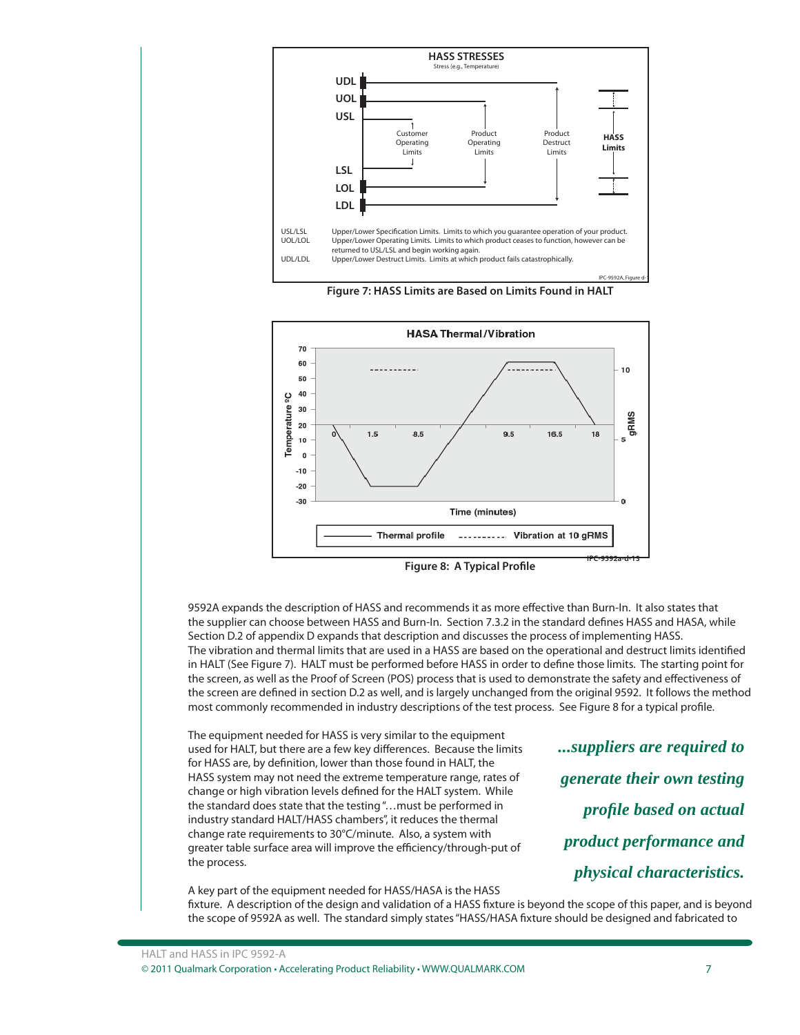Figure 7: HASS Limits are Based on Limits Found in HALT

Figure 8: A Typical Profile

9592A expands the description of HASS and recommends it as more effective than Burn-In. It also states that the supplier can choose between HASS and Burn-In. Section 7.3.2 in the standard defines HASS and HASA, while Section D.2 of appendix D expands that description and discusses the process of implementing HASS. The vibration and thermal limits that are used in a HASS are based on the operational and destruct limits identified in HALT (See Figure 7). HALT must be performed before HASS in order to define those limits. The starting point for the screen, as well as the Proof of Screen (POS) process that is used to demonstrate the safety and effectiveness of the screen are defined in section D.2 as well, and is largely unchanged from the original 9592. It follows the method most commonly recommended in industry descriptions of the test process. See Figure 8 for a typical profile.

The equipment needed for HASS is very similar to the equipment used for HALT, but there are a few key differences. Because the limits for HASS are, by definition, lower than those found in HALT, the HASS system may not need the extreme temperature range, rates of change or high vibration levels defined for the HALT system. While the standard does state that the testing "…must be performed in industry standard HALT/HASS chambers", it reduces the thermal change rate requirements to 30°C/minute. Also, a system with greater table surface area will improve the efficiency/through-put of the process.

***...suppliers are required to generate their own testing profile based on actual product performance and physical characteristics.***

A key part of the equipment needed for HASS/HASA is the HASS fixture. A description of the design and validation of a HASS fixture is beyond the scope of this paper, and is beyond the scope of 9592A as well. The standard simply states "HASS/HASA fixture should be designed and fabricated to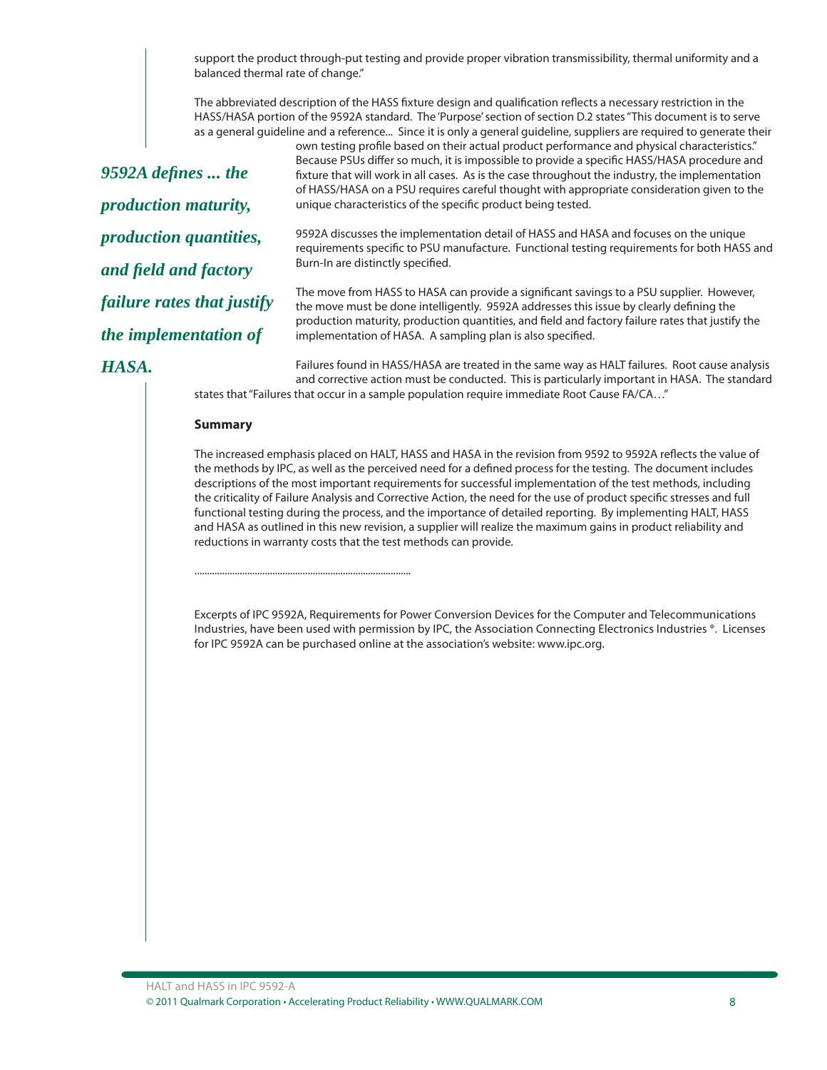support the product through-put testing and provide proper vibration transmissibility, thermal uniformity and a balanced thermal rate of change."

The abbreviated description of the HASS fixture design and qualification reflects a necessary restriction in the HASS/HASA portion of the 9592A standard. The 'Purpose' section of section D.2 states "This document is to serve as a general guideline and a reference... Since it is only a general guideline, suppliers are required to generate their own testing profile based on their actual product performance and physical characteristics." Because PSUs differ so much, it is impossible to provide a specific HASS/HASA procedure and fixture that will work in all cases. As is the case throughout the industry, the implementation of HASS/HASA on a PSU requires careful thought with appropriate consideration given to the unique characteristics of the specific product being tested.

*9592A defines ... the production maturity, production quantities, and field and factory failure rates that justify the implementation of HASA.*

9592A discusses the implementation detail of HASS and HASA and focuses on the unique requirements specific to PSU manufacture. Functional testing requirements for both HASS and Burn-In are distinctly specified.

The move from HASS to HASA can provide a significant savings to a PSU supplier. However, the move must be done intelligently. 9592A addresses this issue by clearly defining the production maturity, production quantities, and field and factory failure rates that justify the implementation of HASA. A sampling plan is also specified.

Failures found in HASS/HASA are treated in the same way as HALT failures. Root cause analysis and corrective action must be conducted. This is particularly important in HASA. The standard states that "Failures that occur in a sample population require immediate Root Cause FA/CA…"

**Summary**

The increased emphasis placed on HALT, HASS and HASA in the revision from 9592 to 9592A reflects the value of the methods by IPC, as well as the perceived need for a defined process for the testing. The document includes descriptions of the most important requirements for successful implementation of the test methods, including the criticality of Failure Analysis and Corrective Action, the need for the use of product specific stresses and full functional testing during the process, and the importance of detailed reporting. By implementing HALT, HASS and HASA as outlined in this new revision, a supplier will realize the maximum gains in product reliability and reductions in warranty costs that the test methods can provide.

..............................................................................................

Excerpts of IPC 9592A, Requirements for Power Conversion Devices for the Computer and Telecommunications Industries, have been used with permission by IPC, the Association Connecting Electronics Industries ®. Licenses for IPC 9592A can be purchased online at the association's website: www.ipc.org.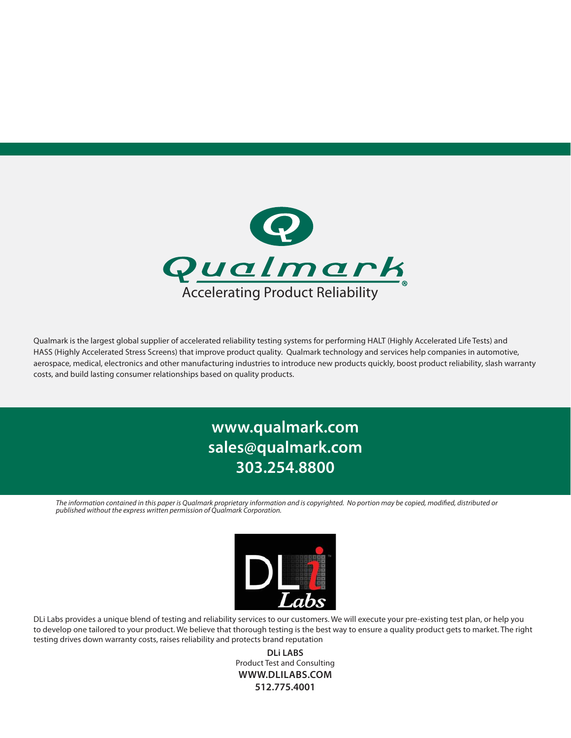Qualmark

Accelerating Product Reliability

Qualmark is the largest global supplier of accelerated reliability testing systems for performing HALT (Highly Accelerated Life Tests) and HASS (Highly Accelerated Stress Screens) that improve product quality. Qualmark technology and services help companies in automotive, aerospace, medical, electronics and other manufacturing industries to introduce new products quickly, boost product reliability, slash warranty costs, and build lasting consumer relationships based on quality products.

**www.qualmark.com**
**sales@qualmark.com**
**303.254.8800**

*The information contained in this paper is Qualmark proprietary information and is copyrighted. No portion may be copied, modified, distributed or published without the express written permission of Qualmark Corporation.*

DLi Labs

DLi Labs provides a unique blend of testing and reliability services to our customers. We will execute your pre-existing test plan, or help you to develop one tailored to your product. We believe that thorough testing is the best way to ensure a quality product gets to market. The right testing drives down warranty costs, raises reliability and protects brand reputation

**DLi LABS**
Product Test and Consulting
**WWW.DLILABS.COM**
**512.775.4001**